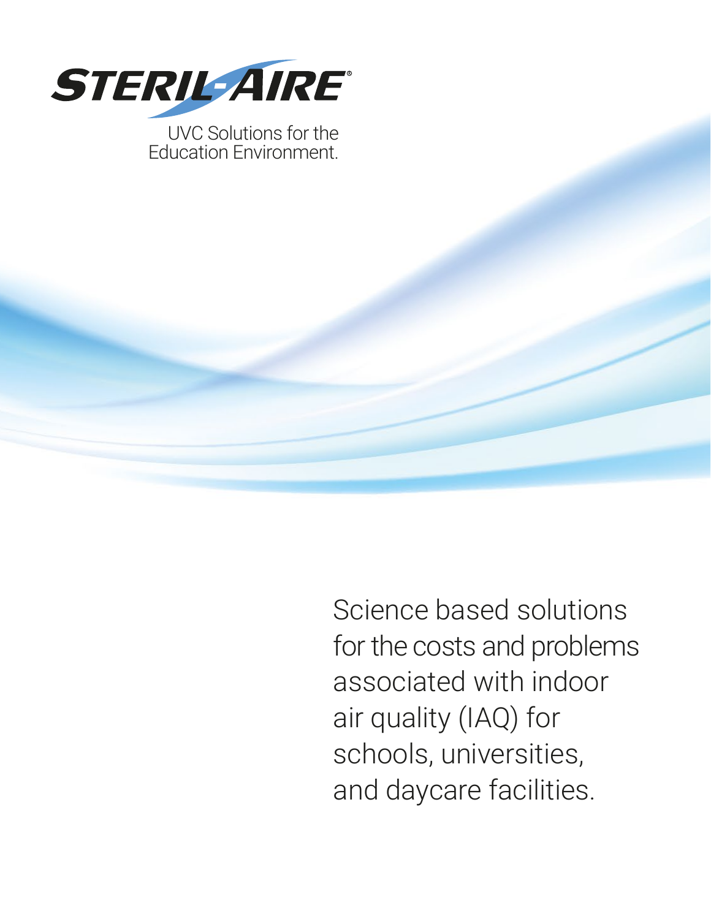# STERIL-AIRE®

UVC Solutions for the Education Environment.

Science based solutions for the costs and problems associated with indoor air quality (IAQ) for schools, universities, and daycare facilities.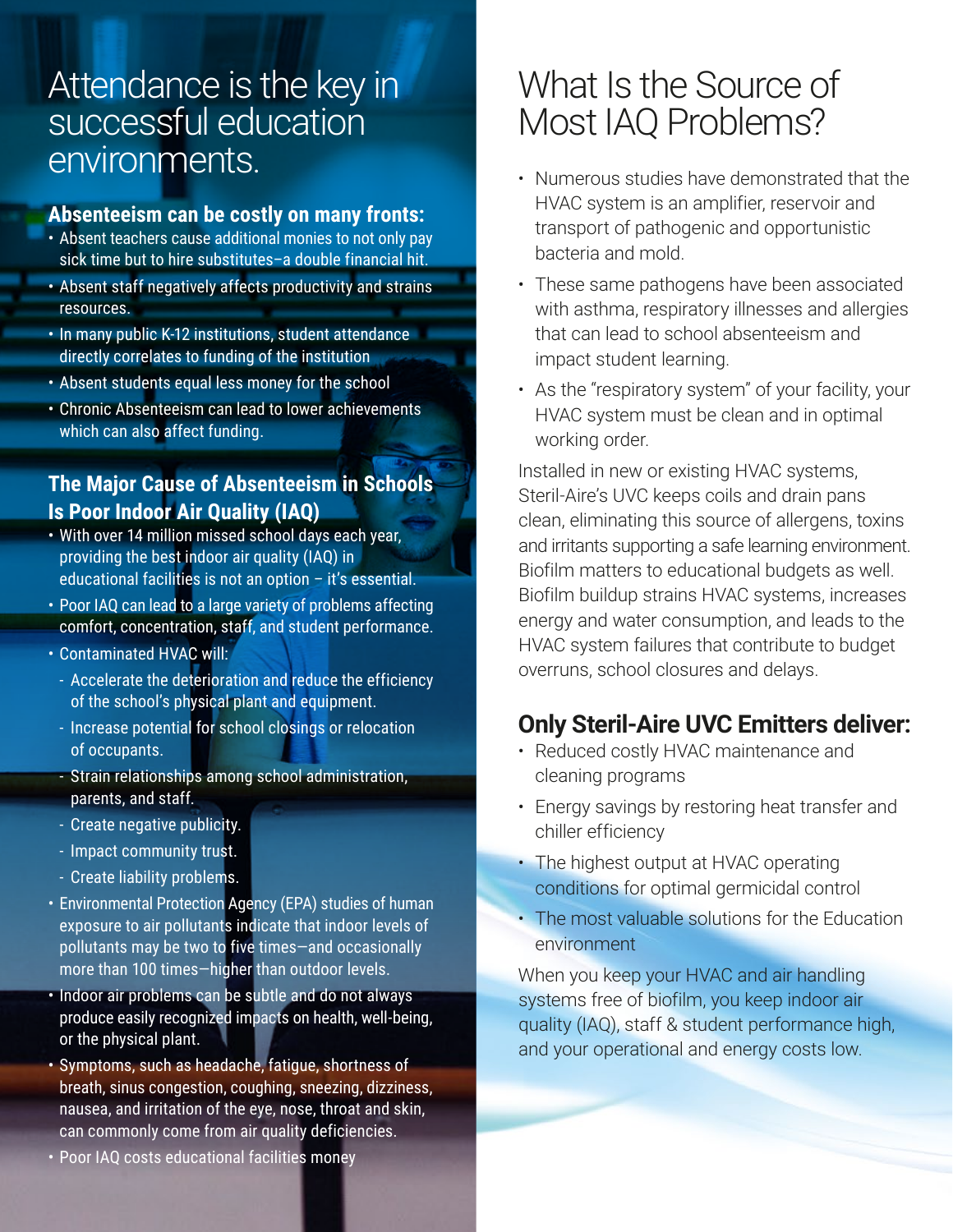# Attendance is the key in successful education environments.

### Absenteeism can be costly on many fronts:

- Absent teachers cause additional monies to not only pay sick time but to hire substitutes–a double financial hit.
- Absent staff negatively affects productivity and strains resources.
- In many public K-12 institutions, student attendance directly correlates to funding of the institution
- Absent students equal less money for the school
- Chronic Absenteeism can lead to lower achievements which can also affect funding.

### The Major Cause of Absenteeism in Schools Is Poor Indoor Air Quality (IAQ)

- With over 14 million missed school days each year, providing the best indoor air quality (IAQ) in educational facilities is not an option – it's essential.
- Poor IAQ can lead to a large variety of problems affecting comfort, concentration, staff, and student performance.
- Contaminated HVAC will:
  - Accelerate the deterioration and reduce the efficiency of the school's physical plant and equipment.
  - Increase potential for school closings or relocation of occupants.
  - Strain relationships among school administration, parents, and staff.
  - Create negative publicity.
  - Impact community trust.
  - Create liability problems.
- Environmental Protection Agency (EPA) studies of human exposure to air pollutants indicate that indoor levels of pollutants may be two to five times—and occasionally more than 100 times—higher than outdoor levels.
- Indoor air problems can be subtle and do not always produce easily recognized impacts on health, well-being, or the physical plant.
- Symptoms, such as headache, fatigue, shortness of breath, sinus congestion, coughing, sneezing, dizziness, nausea, and irritation of the eye, nose, throat and skin, can commonly come from air quality deficiencies.
- Poor IAQ costs educational facilities money

# What Is the Source of Most IAQ Problems?

- Numerous studies have demonstrated that the HVAC system is an amplifier, reservoir and transport of pathogenic and opportunistic bacteria and mold.
- These same pathogens have been associated with asthma, respiratory illnesses and allergies that can lead to school absenteeism and impact student learning.
- As the "respiratory system" of your facility, your HVAC system must be clean and in optimal working order.

Installed in new or existing HVAC systems, Steril-Aire's UVC keeps coils and drain pans clean, eliminating this source of allergens, toxins and irritants supporting a safe learning environment. Biofilm matters to educational budgets as well. Biofilm buildup strains HVAC systems, increases energy and water consumption, and leads to the HVAC system failures that contribute to budget overruns, school closures and delays.

## Only Steril-Aire UVC Emitters deliver:

- Reduced costly HVAC maintenance and cleaning programs
- Energy savings by restoring heat transfer and chiller efficiency
- The highest output at HVAC operating conditions for optimal germicidal control
- The most valuable solutions for the Education environment

When you keep your HVAC and air handling systems free of biofilm, you keep indoor air quality (IAQ), staff & student performance high, and your operational and energy costs low.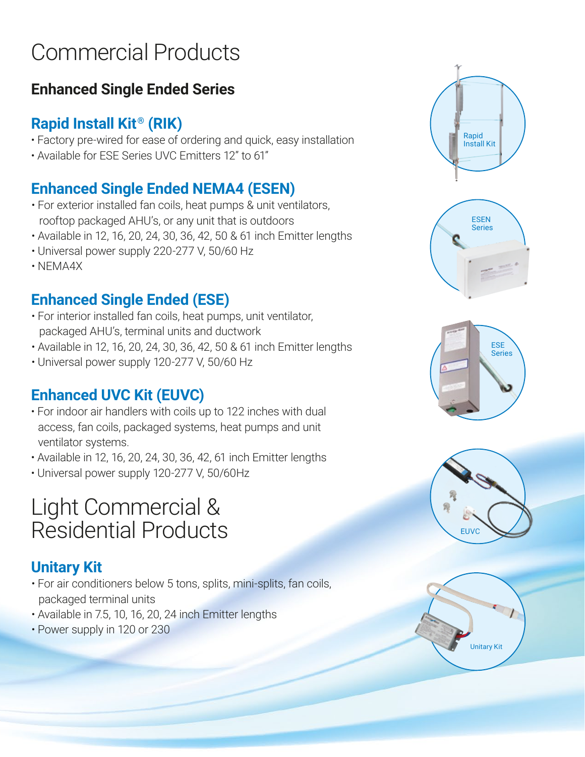# Commercial Products

## Enhanced Single Ended Series

### Rapid Install Kit® (RIK)

- Factory pre-wired for ease of ordering and quick, easy installation
- Available for ESE Series UVC Emitters 12" to 61"

### Enhanced Single Ended NEMA4 (ESEN)

- For exterior installed fan coils, heat pumps & unit ventilators, rooftop packaged AHU's, or any unit that is outdoors
- Available in 12, 16, 20, 24, 30, 36, 42, 50 & 61 inch Emitter lengths
- Universal power supply 220-277 V, 50/60 Hz
- NEMA4X

### Enhanced Single Ended (ESE)

- For interior installed fan coils, heat pumps, unit ventilator, packaged AHU's, terminal units and ductwork
- Available in 12, 16, 20, 24, 30, 36, 42, 50 & 61 inch Emitter lengths
- Universal power supply 120-277 V, 50/60 Hz

### Enhanced UVC Kit (EUVC)

- For indoor air handlers with coils up to 122 inches with dual access, fan coils, packaged systems, heat pumps and unit ventilator systems.
- Available in 12, 16, 20, 24, 30, 36, 42, 61 inch Emitter lengths
- Universal power supply 120-277 V, 50/60Hz

# Light Commercial & Residential Products

### Unitary Kit

- For air conditioners below 5 tons, splits, mini-splits, fan coils, packaged terminal units
- Available in 7.5, 10, 16, 20, 24 inch Emitter lengths
- Power supply in 120 or 230

Rapid Install Kit

ESEN Series

ESE Series

EUVC

Unitary Kit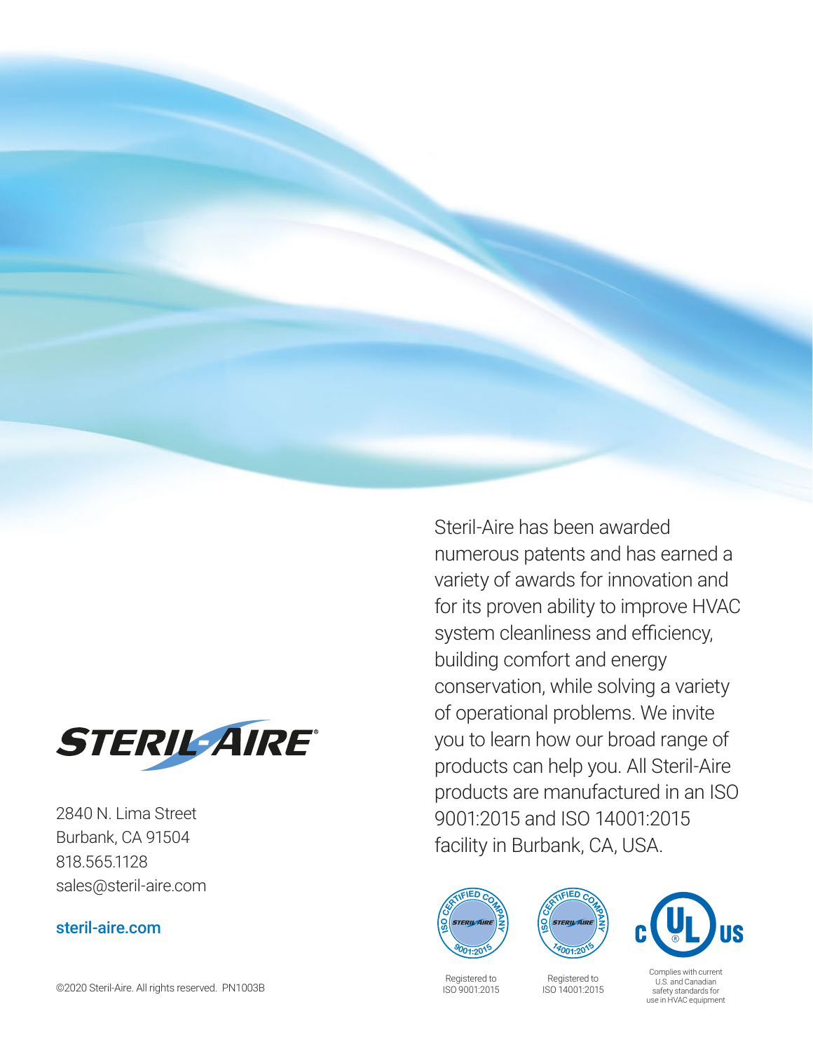Steril-Aire has been awarded numerous patents and has earned a variety of awards for innovation and for its proven ability to improve HVAC system cleanliness and efficiency, building comfort and energy conservation, while solving a variety of operational problems. We invite you to learn how our broad range of products can help you. All Steril-Aire products are manufactured in an ISO 9001:2015 and ISO 14001:2015 facility in Burbank, CA, USA.

STERIL-AIRE®

2840 N. Lima Street
Burbank, CA 91504
818.565.1128
sales@steril-aire.com

**steril-aire.com**

Registered to ISO 9001:2015

Registered to ISO 14001:2015

Complies with current U.S. and Canadian safety standards for use in HVAC equipment

©2020 Steril-Aire. All rights reserved. PN1003B